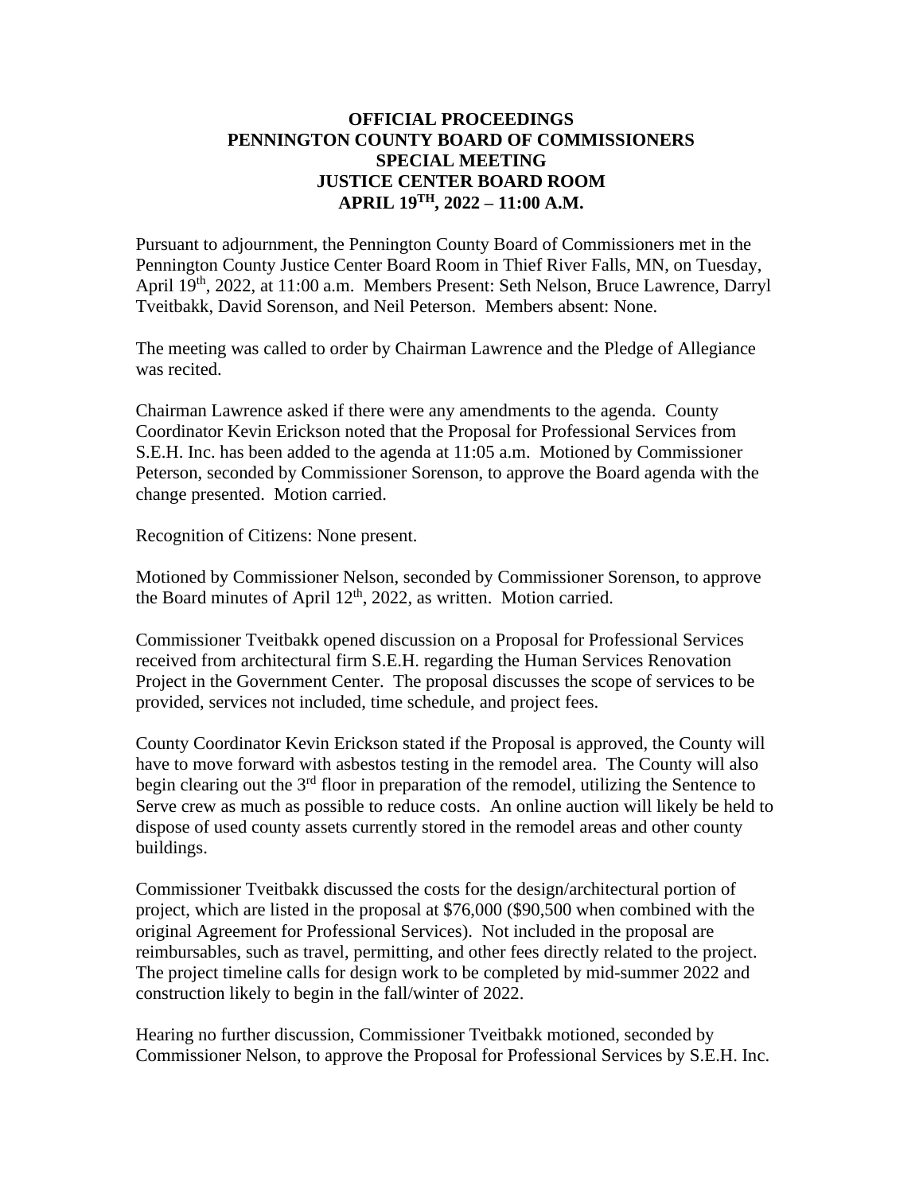**OFFICIAL PROCEEDINGS**
**PENNINGTON COUNTY BOARD OF COMMISSIONERS**
**SPECIAL MEETING**
**JUSTICE CENTER BOARD ROOM**
**APRIL 19TH, 2022 – 11:00 A.M.**

Pursuant to adjournment, the Pennington County Board of Commissioners met in the Pennington County Justice Center Board Room in Thief River Falls, MN, on Tuesday, April 19th, 2022, at 11:00 a.m. Members Present: Seth Nelson, Bruce Lawrence, Darryl Tveitbakk, David Sorenson, and Neil Peterson. Members absent: None.

The meeting was called to order by Chairman Lawrence and the Pledge of Allegiance was recited.

Chairman Lawrence asked if there were any amendments to the agenda. County Coordinator Kevin Erickson noted that the Proposal for Professional Services from S.E.H. Inc. has been added to the agenda at 11:05 a.m. Motioned by Commissioner Peterson, seconded by Commissioner Sorenson, to approve the Board agenda with the change presented. Motion carried.

Recognition of Citizens: None present.

Motioned by Commissioner Nelson, seconded by Commissioner Sorenson, to approve the Board minutes of April 12th, 2022, as written. Motion carried.

Commissioner Tveitbakk opened discussion on a Proposal for Professional Services received from architectural firm S.E.H. regarding the Human Services Renovation Project in the Government Center. The proposal discusses the scope of services to be provided, services not included, time schedule, and project fees.

County Coordinator Kevin Erickson stated if the Proposal is approved, the County will have to move forward with asbestos testing in the remodel area. The County will also begin clearing out the 3rd floor in preparation of the remodel, utilizing the Sentence to Serve crew as much as possible to reduce costs. An online auction will likely be held to dispose of used county assets currently stored in the remodel areas and other county buildings.

Commissioner Tveitbakk discussed the costs for the design/architectural portion of project, which are listed in the proposal at $76,000 ($90,500 when combined with the original Agreement for Professional Services). Not included in the proposal are reimbursables, such as travel, permitting, and other fees directly related to the project. The project timeline calls for design work to be completed by mid-summer 2022 and construction likely to begin in the fall/winter of 2022.

Hearing no further discussion, Commissioner Tveitbakk motioned, seconded by Commissioner Nelson, to approve the Proposal for Professional Services by S.E.H. Inc.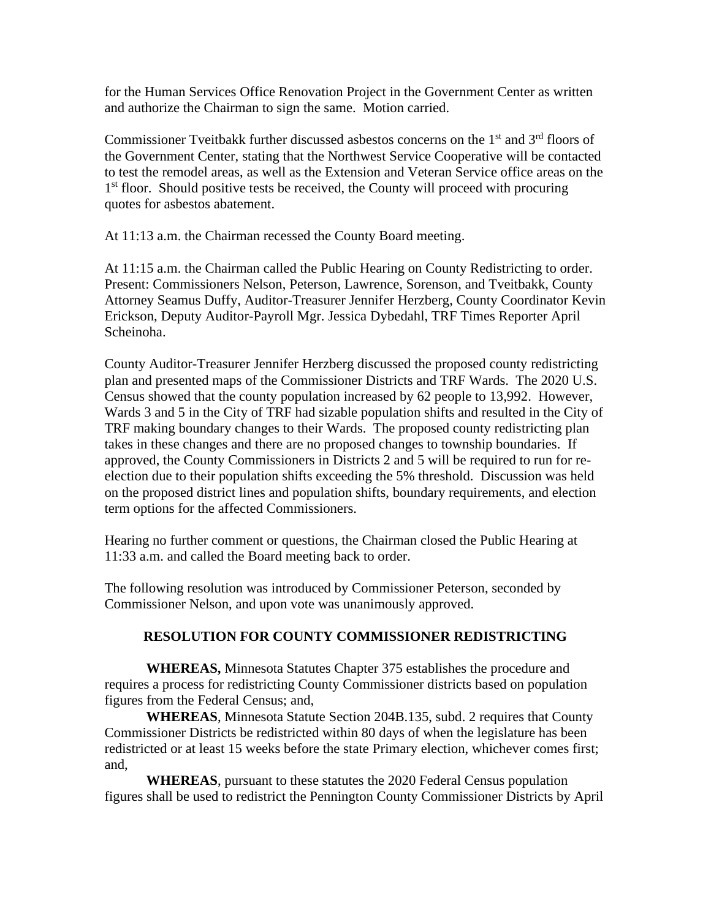for the Human Services Office Renovation Project in the Government Center as written and authorize the Chairman to sign the same. Motion carried.

Commissioner Tveitbakk further discussed asbestos concerns on the 1st and 3rd floors of the Government Center, stating that the Northwest Service Cooperative will be contacted to test the remodel areas, as well as the Extension and Veteran Service office areas on the 1st floor. Should positive tests be received, the County will proceed with procuring quotes for asbestos abatement.

At 11:13 a.m. the Chairman recessed the County Board meeting.

At 11:15 a.m. the Chairman called the Public Hearing on County Redistricting to order. Present: Commissioners Nelson, Peterson, Lawrence, Sorenson, and Tveitbakk, County Attorney Seamus Duffy, Auditor-Treasurer Jennifer Herzberg, County Coordinator Kevin Erickson, Deputy Auditor-Payroll Mgr. Jessica Dybedahl, TRF Times Reporter April Scheinoha.

County Auditor-Treasurer Jennifer Herzberg discussed the proposed county redistricting plan and presented maps of the Commissioner Districts and TRF Wards. The 2020 U.S. Census showed that the county population increased by 62 people to 13,992. However, Wards 3 and 5 in the City of TRF had sizable population shifts and resulted in the City of TRF making boundary changes to their Wards. The proposed county redistricting plan takes in these changes and there are no proposed changes to township boundaries. If approved, the County Commissioners in Districts 2 and 5 will be required to run for re-election due to their population shifts exceeding the 5% threshold. Discussion was held on the proposed district lines and population shifts, boundary requirements, and election term options for the affected Commissioners.

Hearing no further comment or questions, the Chairman closed the Public Hearing at 11:33 a.m. and called the Board meeting back to order.

The following resolution was introduced by Commissioner Peterson, seconded by Commissioner Nelson, and upon vote was unanimously approved.

**RESOLUTION FOR COUNTY COMMISSIONER REDISTRICTING**

**WHEREAS,** Minnesota Statutes Chapter 375 establishes the procedure and requires a process for redistricting County Commissioner districts based on population figures from the Federal Census; and,

**WHEREAS**, Minnesota Statute Section 204B.135, subd. 2 requires that County Commissioner Districts be redistricted within 80 days of when the legislature has been redistricted or at least 15 weeks before the state Primary election, whichever comes first; and,

**WHEREAS**, pursuant to these statutes the 2020 Federal Census population figures shall be used to redistrict the Pennington County Commissioner Districts by April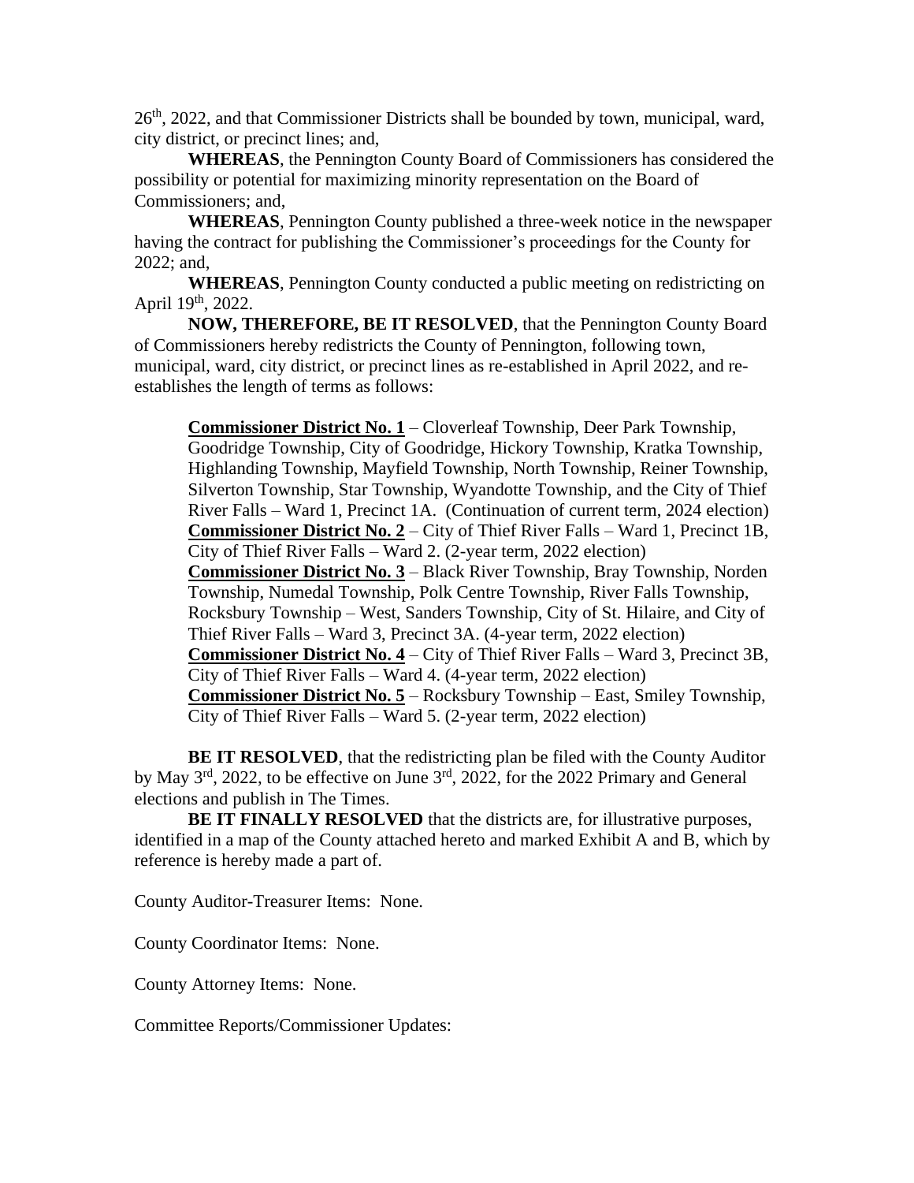26th, 2022, and that Commissioner Districts shall be bounded by town, municipal, ward, city district, or precinct lines; and,

**WHEREAS**, the Pennington County Board of Commissioners has considered the possibility or potential for maximizing minority representation on the Board of Commissioners; and,

**WHEREAS**, Pennington County published a three-week notice in the newspaper having the contract for publishing the Commissioner's proceedings for the County for 2022; and,

**WHEREAS**, Pennington County conducted a public meeting on redistricting on April 19th, 2022.

**NOW, THEREFORE, BE IT RESOLVED**, that the Pennington County Board of Commissioners hereby redistricts the County of Pennington, following town, municipal, ward, city district, or precinct lines as re-established in April 2022, and re-establishes the length of terms as follows:

> **<u>Commissioner District No. 1</u>** – Cloverleaf Township, Deer Park Township, Goodridge Township, City of Goodridge, Hickory Township, Kratka Township, Highlanding Township, Mayfield Township, North Township, Reiner Township, Silverton Township, Star Township, Wyandotte Township, and the City of Thief River Falls – Ward 1, Precinct 1A. (Continuation of current term, 2024 election)
> **<u>Commissioner District No. 2</u>** – City of Thief River Falls – Ward 1, Precinct 1B, City of Thief River Falls – Ward 2. (2-year term, 2022 election)
> **<u>Commissioner District No. 3</u>** – Black River Township, Bray Township, Norden Township, Numedal Township, Polk Centre Township, River Falls Township, Rocksbury Township – West, Sanders Township, City of St. Hilaire, and City of Thief River Falls – Ward 3, Precinct 3A. (4-year term, 2022 election)
> **<u>Commissioner District No. 4</u>** – City of Thief River Falls – Ward 3, Precinct 3B, City of Thief River Falls – Ward 4. (4-year term, 2022 election)
> **<u>Commissioner District No. 5</u>** – Rocksbury Township – East, Smiley Township, City of Thief River Falls – Ward 5. (2-year term, 2022 election)

**BE IT RESOLVED**, that the redistricting plan be filed with the County Auditor by May 3rd, 2022, to be effective on June 3rd, 2022, for the 2022 Primary and General elections and publish in The Times.

**BE IT FINALLY RESOLVED** that the districts are, for illustrative purposes, identified in a map of the County attached hereto and marked Exhibit A and B, which by reference is hereby made a part of.

County Auditor-Treasurer Items: None.

County Coordinator Items: None.

County Attorney Items: None.

Committee Reports/Commissioner Updates: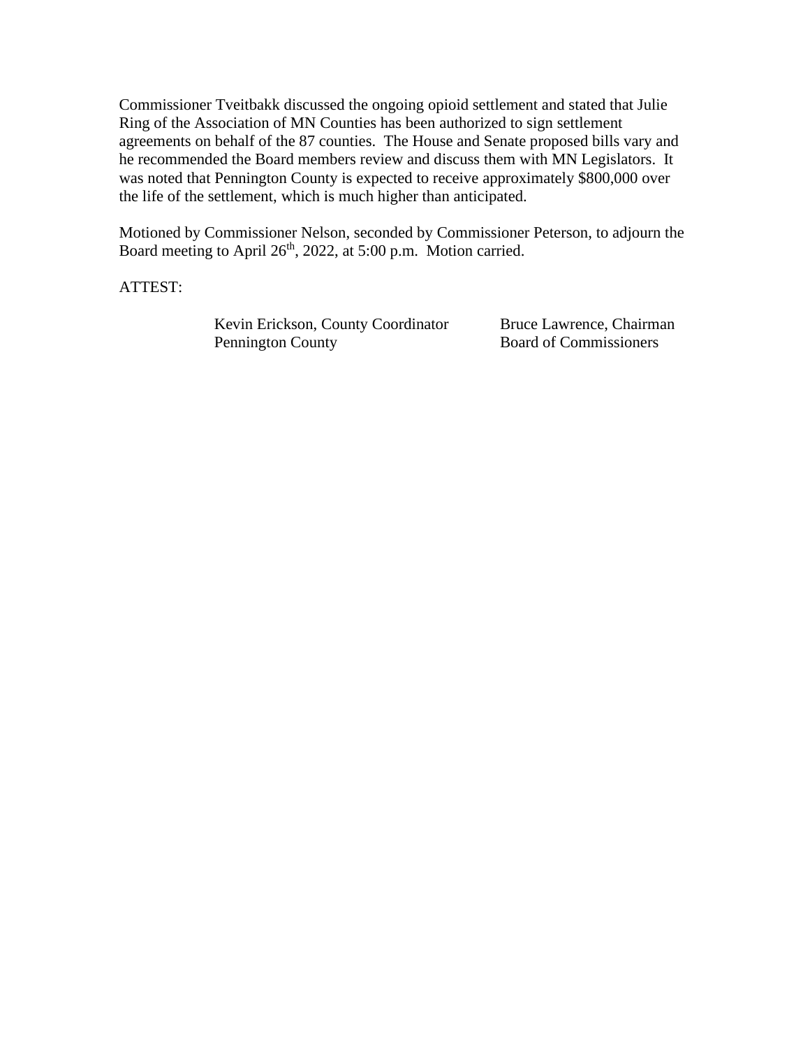Commissioner Tveitbakk discussed the ongoing opioid settlement and stated that Julie Ring of the Association of MN Counties has been authorized to sign settlement agreements on behalf of the 87 counties. The House and Senate proposed bills vary and he recommended the Board members review and discuss them with MN Legislators. It was noted that Pennington County is expected to receive approximately $800,000 over the life of the settlement, which is much higher than anticipated.

Motioned by Commissioner Nelson, seconded by Commissioner Peterson, to adjourn the Board meeting to April 26th, 2022, at 5:00 p.m. Motion carried.

ATTEST:

| | |
|---|---|
| Kevin Erickson, County Coordinator | Bruce Lawrence, Chairman |
| Pennington County | Board of Commissioners |